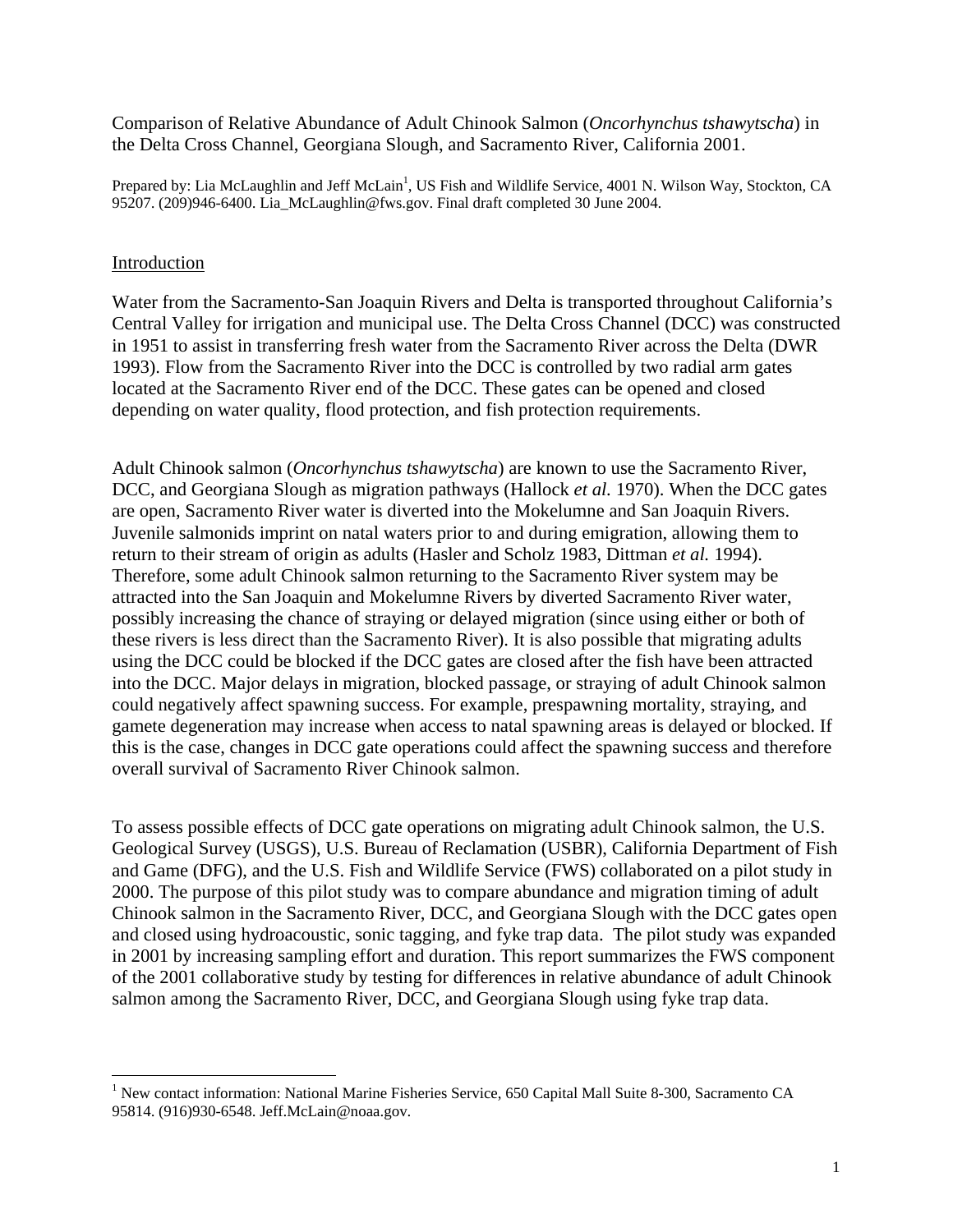Comparison of Relative Abundance of Adult Chinook Salmon (*Oncorhynchus tshawytscha*) in the Delta Cross Channel, Georgiana Slough, and Sacramento River, California 2001.

Prepared by: Lia McLaughlin and Jeff McLain[1], US Fish and Wildlife Service, 4001 N. Wilson Way, Stockton, CA 95207. (209)946-6400. Lia_McLaughlin@fws.gov. Final draft completed 30 June 2004.

## Introduction

Water from the Sacramento-San Joaquin Rivers and Delta is transported throughout California's Central Valley for irrigation and municipal use. The Delta Cross Channel (DCC) was constructed in 1951 to assist in transferring fresh water from the Sacramento River across the Delta (DWR 1993). Flow from the Sacramento River into the DCC is controlled by two radial arm gates located at the Sacramento River end of the DCC. These gates can be opened and closed depending on water quality, flood protection, and fish protection requirements.

Adult Chinook salmon (*Oncorhynchus tshawytscha*) are known to use the Sacramento River, DCC, and Georgiana Slough as migration pathways (Hallock *et al.* 1970). When the DCC gates are open, Sacramento River water is diverted into the Mokelumne and San Joaquin Rivers. Juvenile salmonids imprint on natal waters prior to and during emigration, allowing them to return to their stream of origin as adults (Hasler and Scholz 1983, Dittman *et al.* 1994). Therefore, some adult Chinook salmon returning to the Sacramento River system may be attracted into the San Joaquin and Mokelumne Rivers by diverted Sacramento River water, possibly increasing the chance of straying or delayed migration (since using either or both of these rivers is less direct than the Sacramento River). It is also possible that migrating adults using the DCC could be blocked if the DCC gates are closed after the fish have been attracted into the DCC. Major delays in migration, blocked passage, or straying of adult Chinook salmon could negatively affect spawning success. For example, prespawning mortality, straying, and gamete degeneration may increase when access to natal spawning areas is delayed or blocked. If this is the case, changes in DCC gate operations could affect the spawning success and therefore overall survival of Sacramento River Chinook salmon.

To assess possible effects of DCC gate operations on migrating adult Chinook salmon, the U.S. Geological Survey (USGS), U.S. Bureau of Reclamation (USBR), California Department of Fish and Game (DFG), and the U.S. Fish and Wildlife Service (FWS) collaborated on a pilot study in 2000. The purpose of this pilot study was to compare abundance and migration timing of adult Chinook salmon in the Sacramento River, DCC, and Georgiana Slough with the DCC gates open and closed using hydroacoustic, sonic tagging, and fyke trap data. The pilot study was expanded in 2001 by increasing sampling effort and duration. This report summarizes the FWS component of the 2001 collaborative study by testing for differences in relative abundance of adult Chinook salmon among the Sacramento River, DCC, and Georgiana Slough using fyke trap data.

---

[1] New contact information: National Marine Fisheries Service, 650 Capital Mall Suite 8-300, Sacramento CA 95814. (916)930-6548. Jeff.McLain@noaa.gov.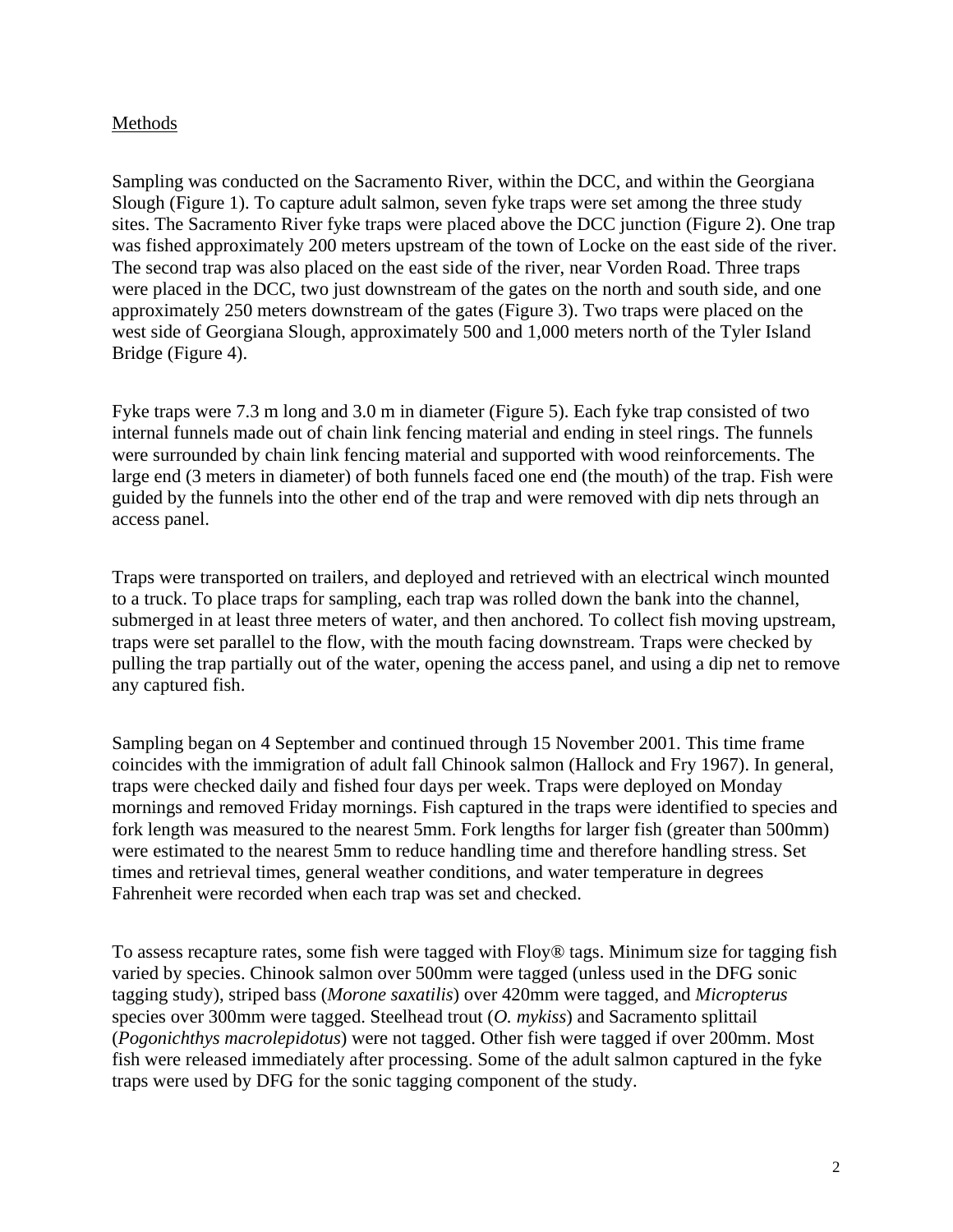## Methods

Sampling was conducted on the Sacramento River, within the DCC, and within the Georgiana Slough (Figure 1). To capture adult salmon, seven fyke traps were set among the three study sites. The Sacramento River fyke traps were placed above the DCC junction (Figure 2). One trap was fished approximately 200 meters upstream of the town of Locke on the east side of the river. The second trap was also placed on the east side of the river, near Vorden Road. Three traps were placed in the DCC, two just downstream of the gates on the north and south side, and one approximately 250 meters downstream of the gates (Figure 3). Two traps were placed on the west side of Georgiana Slough, approximately 500 and 1,000 meters north of the Tyler Island Bridge (Figure 4).

Fyke traps were 7.3 m long and 3.0 m in diameter (Figure 5). Each fyke trap consisted of two internal funnels made out of chain link fencing material and ending in steel rings. The funnels were surrounded by chain link fencing material and supported with wood reinforcements. The large end (3 meters in diameter) of both funnels faced one end (the mouth) of the trap. Fish were guided by the funnels into the other end of the trap and were removed with dip nets through an access panel.

Traps were transported on trailers, and deployed and retrieved with an electrical winch mounted to a truck. To place traps for sampling, each trap was rolled down the bank into the channel, submerged in at least three meters of water, and then anchored. To collect fish moving upstream, traps were set parallel to the flow, with the mouth facing downstream. Traps were checked by pulling the trap partially out of the water, opening the access panel, and using a dip net to remove any captured fish.

Sampling began on 4 September and continued through 15 November 2001. This time frame coincides with the immigration of adult fall Chinook salmon (Hallock and Fry 1967). In general, traps were checked daily and fished four days per week. Traps were deployed on Monday mornings and removed Friday mornings. Fish captured in the traps were identified to species and fork length was measured to the nearest 5mm. Fork lengths for larger fish (greater than 500mm) were estimated to the nearest 5mm to reduce handling time and therefore handling stress. Set times and retrieval times, general weather conditions, and water temperature in degrees Fahrenheit were recorded when each trap was set and checked.

To assess recapture rates, some fish were tagged with Floy® tags. Minimum size for tagging fish varied by species. Chinook salmon over 500mm were tagged (unless used in the DFG sonic tagging study), striped bass (*Morone saxatilis*) over 420mm were tagged, and *Micropterus* species over 300mm were tagged. Steelhead trout (*O. mykiss*) and Sacramento splittail (*Pogonichthys macrolepidotus*) were not tagged. Other fish were tagged if over 200mm. Most fish were released immediately after processing. Some of the adult salmon captured in the fyke traps were used by DFG for the sonic tagging component of the study.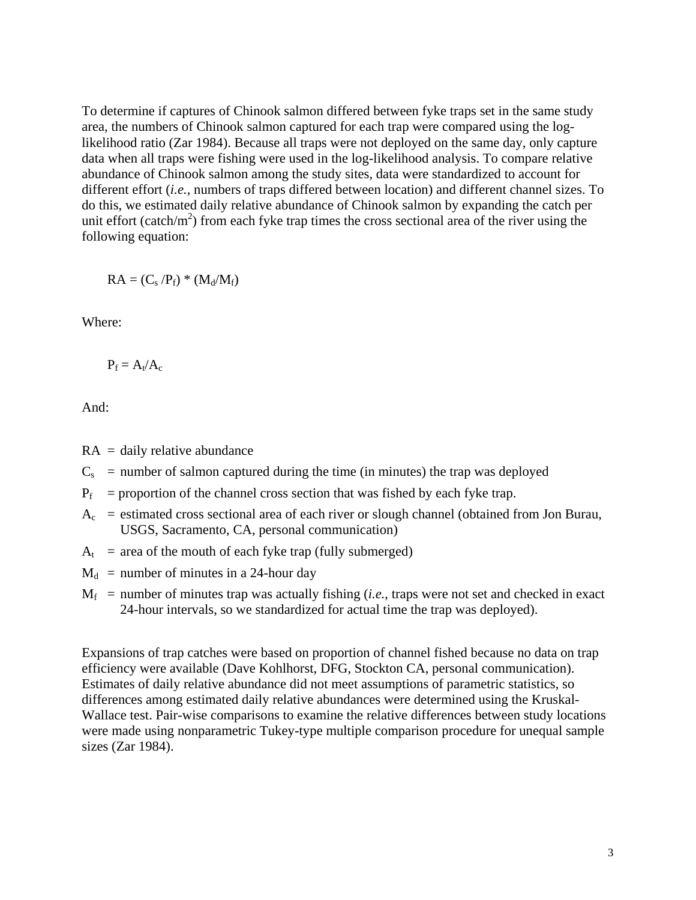To determine if captures of Chinook salmon differed between fyke traps set in the same study area, the numbers of Chinook salmon captured for each trap were compared using the log-likelihood ratio (Zar 1984). Because all traps were not deployed on the same day, only capture data when all traps were fishing were used in the log-likelihood analysis. To compare relative abundance of Chinook salmon among the study sites, data were standardized to account for different effort (*i.e.*, numbers of traps differed between location) and different channel sizes. To do this, we estimated daily relative abundance of Chinook salmon by expanding the catch per unit effort (catch/$m^2$) from each fyke trap times the cross sectional area of the river using the following equation:

$$RA = (C_s / P_f) * (M_d/M_f)$$

Where:

$$P_f = A_t/A_c$$

And:

- $RA$ = daily relative abundance
- $C_s$ = number of salmon captured during the time (in minutes) the trap was deployed
- $P_f$ = proportion of the channel cross section that was fished by each fyke trap.
- $A_c$ = estimated cross sectional area of each river or slough channel (obtained from Jon Burau, USGS, Sacramento, CA, personal communication)
- $A_t$ = area of the mouth of each fyke trap (fully submerged)
- $M_d$ = number of minutes in a 24-hour day
- $M_f$ = number of minutes trap was actually fishing (*i.e.*, traps were not set and checked in exact 24-hour intervals, so we standardized for actual time the trap was deployed).

Expansions of trap catches were based on proportion of channel fished because no data on trap efficiency were available (Dave Kohlhorst, DFG, Stockton CA, personal communication). Estimates of daily relative abundance did not meet assumptions of parametric statistics, so differences among estimated daily relative abundances were determined using the Kruskal-Wallace test. Pair-wise comparisons to examine the relative differences between study locations were made using nonparametric Tukey-type multiple comparison procedure for unequal sample sizes (Zar 1984).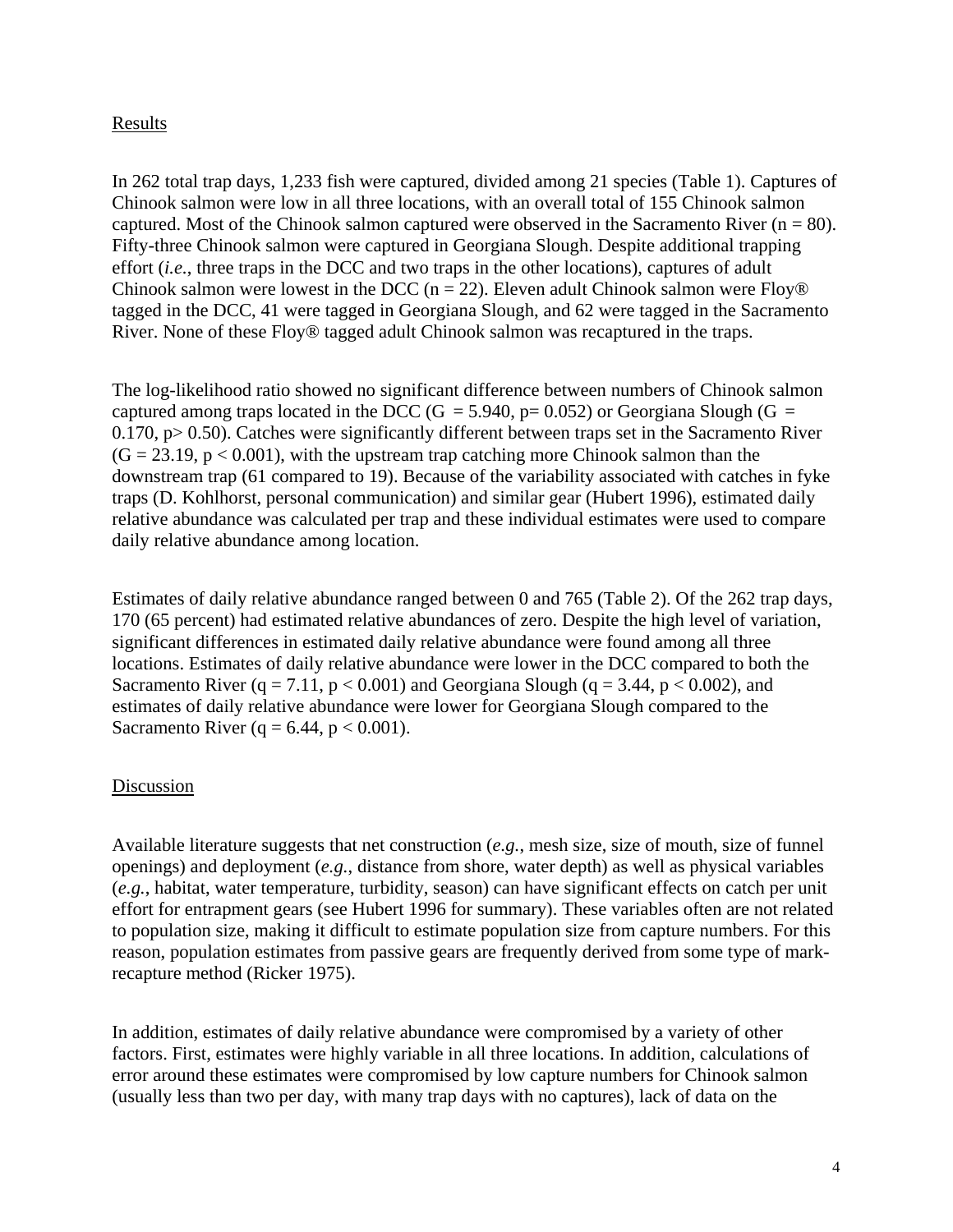## Results

In 262 total trap days, 1,233 fish were captured, divided among 21 species (Table 1). Captures of Chinook salmon were low in all three locations, with an overall total of 155 Chinook salmon captured. Most of the Chinook salmon captured were observed in the Sacramento River ($n = 80$). Fifty-three Chinook salmon were captured in Georgiana Slough. Despite additional trapping effort (*i.e.*, three traps in the DCC and two traps in the other locations), captures of adult Chinook salmon were lowest in the DCC ($n = 22$). Eleven adult Chinook salmon were Floy® tagged in the DCC, 41 were tagged in Georgiana Slough, and 62 were tagged in the Sacramento River. None of these Floy® tagged adult Chinook salmon was recaptured in the traps.

The log-likelihood ratio showed no significant difference between numbers of Chinook salmon captured among traps located in the DCC ($G = 5.940$, $p = 0.052$) or Georgiana Slough ($G = 0.170$, $p > 0.50$). Catches were significantly different between traps set in the Sacramento River ($G = 23.19$, $p < 0.001$), with the upstream trap catching more Chinook salmon than the downstream trap (61 compared to 19). Because of the variability associated with catches in fyke traps (D. Kohlhorst, personal communication) and similar gear (Hubert 1996), estimated daily relative abundance was calculated per trap and these individual estimates were used to compare daily relative abundance among location.

Estimates of daily relative abundance ranged between 0 and 765 (Table 2). Of the 262 trap days, 170 (65 percent) had estimated relative abundances of zero. Despite the high level of variation, significant differences in estimated daily relative abundance were found among all three locations. Estimates of daily relative abundance were lower in the DCC compared to both the Sacramento River ($q = 7.11$, $p < 0.001$) and Georgiana Slough ($q = 3.44$, $p < 0.002$), and estimates of daily relative abundance were lower for Georgiana Slough compared to the Sacramento River ($q = 6.44$, $p < 0.001$).

## Discussion

Available literature suggests that net construction (*e.g.*, mesh size, size of mouth, size of funnel openings) and deployment (*e.g.*, distance from shore, water depth) as well as physical variables (*e.g.*, habitat, water temperature, turbidity, season) can have significant effects on catch per unit effort for entrapment gears (see Hubert 1996 for summary). These variables often are not related to population size, making it difficult to estimate population size from capture numbers. For this reason, population estimates from passive gears are frequently derived from some type of mark-recapture method (Ricker 1975).

In addition, estimates of daily relative abundance were compromised by a variety of other factors. First, estimates were highly variable in all three locations. In addition, calculations of error around these estimates were compromised by low capture numbers for Chinook salmon (usually less than two per day, with many trap days with no captures), lack of data on the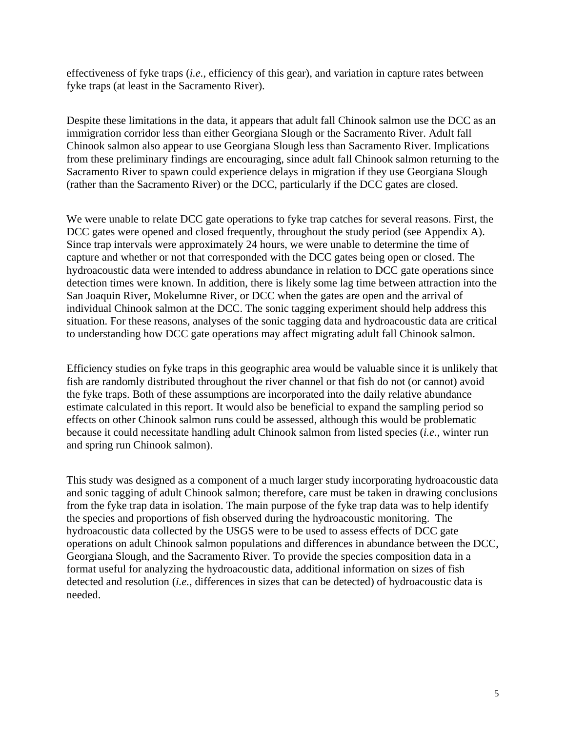effectiveness of fyke traps (*i.e.*, efficiency of this gear), and variation in capture rates between fyke traps (at least in the Sacramento River).

Despite these limitations in the data, it appears that adult fall Chinook salmon use the DCC as an immigration corridor less than either Georgiana Slough or the Sacramento River. Adult fall Chinook salmon also appear to use Georgiana Slough less than Sacramento River. Implications from these preliminary findings are encouraging, since adult fall Chinook salmon returning to the Sacramento River to spawn could experience delays in migration if they use Georgiana Slough (rather than the Sacramento River) or the DCC, particularly if the DCC gates are closed.

We were unable to relate DCC gate operations to fyke trap catches for several reasons. First, the DCC gates were opened and closed frequently, throughout the study period (see Appendix A). Since trap intervals were approximately 24 hours, we were unable to determine the time of capture and whether or not that corresponded with the DCC gates being open or closed. The hydroacoustic data were intended to address abundance in relation to DCC gate operations since detection times were known. In addition, there is likely some lag time between attraction into the San Joaquin River, Mokelumne River, or DCC when the gates are open and the arrival of individual Chinook salmon at the DCC. The sonic tagging experiment should help address this situation. For these reasons, analyses of the sonic tagging data and hydroacoustic data are critical to understanding how DCC gate operations may affect migrating adult fall Chinook salmon.

Efficiency studies on fyke traps in this geographic area would be valuable since it is unlikely that fish are randomly distributed throughout the river channel or that fish do not (or cannot) avoid the fyke traps. Both of these assumptions are incorporated into the daily relative abundance estimate calculated in this report. It would also be beneficial to expand the sampling period so effects on other Chinook salmon runs could be assessed, although this would be problematic because it could necessitate handling adult Chinook salmon from listed species (*i.e.*, winter run and spring run Chinook salmon).

This study was designed as a component of a much larger study incorporating hydroacoustic data and sonic tagging of adult Chinook salmon; therefore, care must be taken in drawing conclusions from the fyke trap data in isolation. The main purpose of the fyke trap data was to help identify the species and proportions of fish observed during the hydroacoustic monitoring. The hydroacoustic data collected by the USGS were to be used to assess effects of DCC gate operations on adult Chinook salmon populations and differences in abundance between the DCC, Georgiana Slough, and the Sacramento River. To provide the species composition data in a format useful for analyzing the hydroacoustic data, additional information on sizes of fish detected and resolution (*i.e.*, differences in sizes that can be detected) of hydroacoustic data is needed.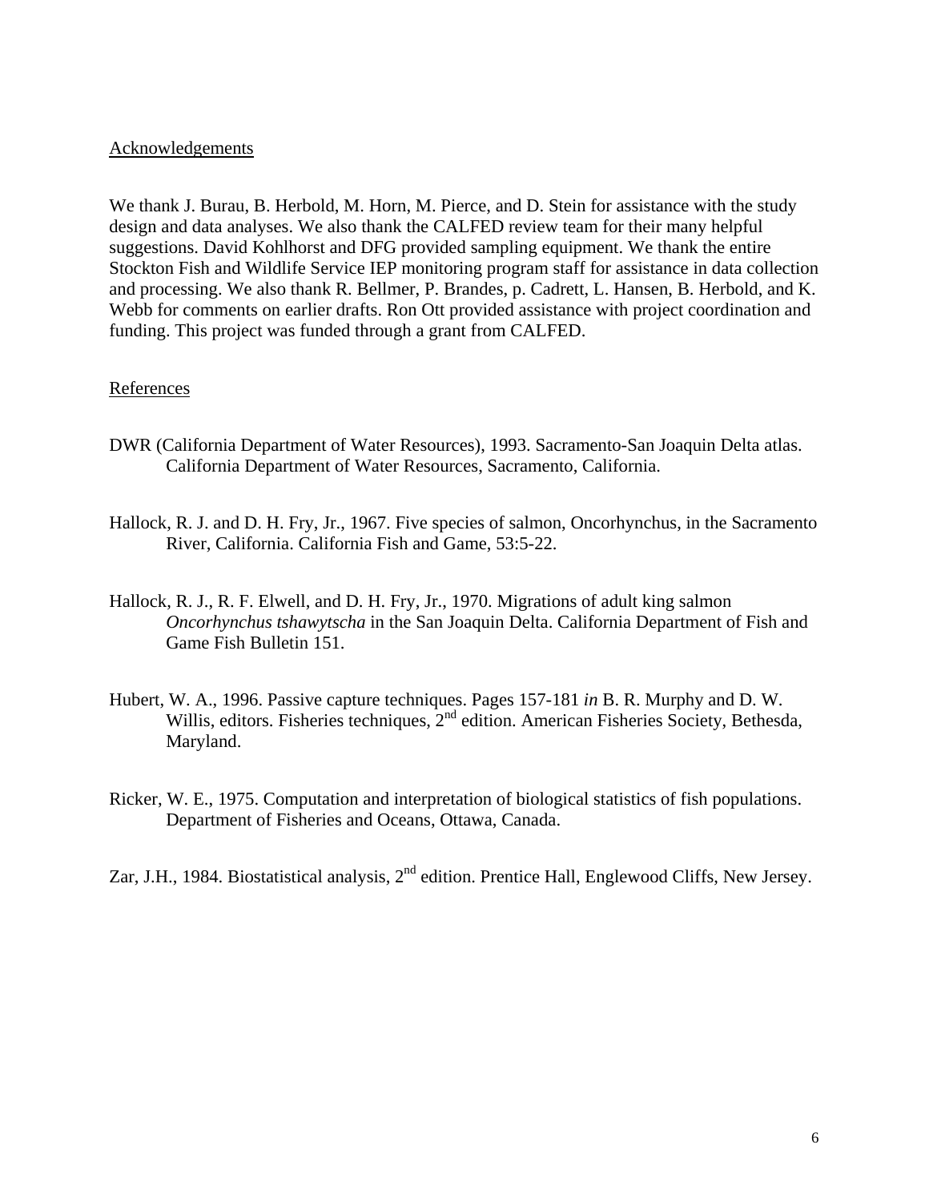## Acknowledgements

We thank J. Burau, B. Herbold, M. Horn, M. Pierce, and D. Stein for assistance with the study design and data analyses. We also thank the CALFED review team for their many helpful suggestions. David Kohlhorst and DFG provided sampling equipment. We thank the entire Stockton Fish and Wildlife Service IEP monitoring program staff for assistance in data collection and processing. We also thank R. Bellmer, P. Brandes, p. Cadrett, L. Hansen, B. Herbold, and K. Webb for comments on earlier drafts. Ron Ott provided assistance with project coordination and funding. This project was funded through a grant from CALFED.

## References

DWR (California Department of Water Resources), 1993. Sacramento-San Joaquin Delta atlas. California Department of Water Resources, Sacramento, California.

Hallock, R. J. and D. H. Fry, Jr., 1967. Five species of salmon, Oncorhynchus, in the Sacramento River, California. California Fish and Game, 53:5-22.

Hallock, R. J., R. F. Elwell, and D. H. Fry, Jr., 1970. Migrations of adult king salmon *Oncorhynchus tshawytscha* in the San Joaquin Delta. California Department of Fish and Game Fish Bulletin 151.

Hubert, W. A., 1996. Passive capture techniques. Pages 157-181 *in* B. R. Murphy and D. W. Willis, editors. Fisheries techniques, 2nd edition. American Fisheries Society, Bethesda, Maryland.

Ricker, W. E., 1975. Computation and interpretation of biological statistics of fish populations. Department of Fisheries and Oceans, Ottawa, Canada.

Zar, J.H., 1984. Biostatistical analysis, 2nd edition. Prentice Hall, Englewood Cliffs, New Jersey.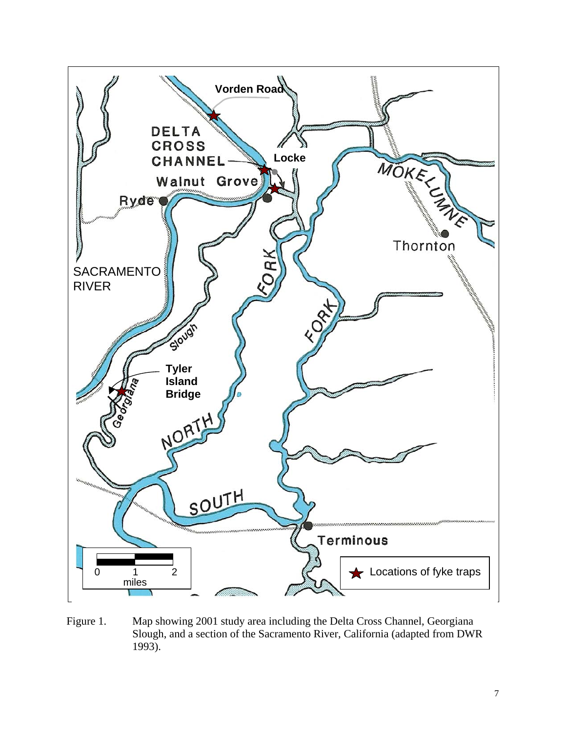Figure 1. Map showing 2001 study area including the Delta Cross Channel, Georgiana Slough, and a section of the Sacramento River, California (adapted from DWR 1993).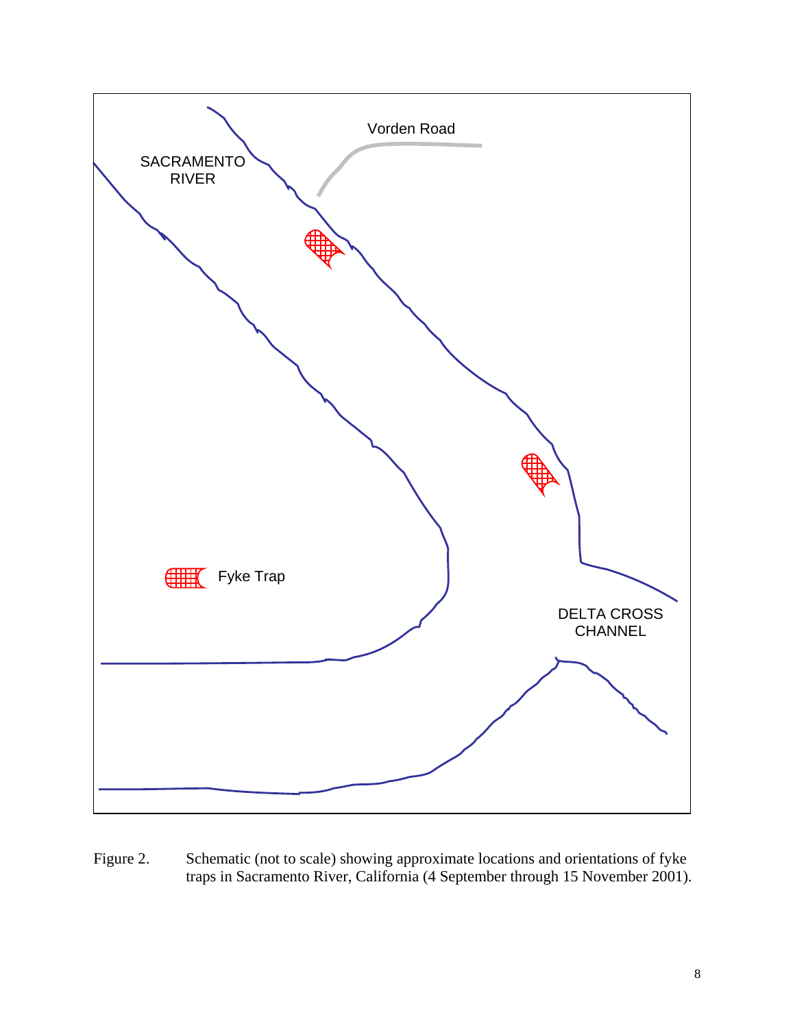Figure 2. Schematic (not to scale) showing approximate locations and orientations of fyke traps in Sacramento River, California (4 September through 15 November 2001).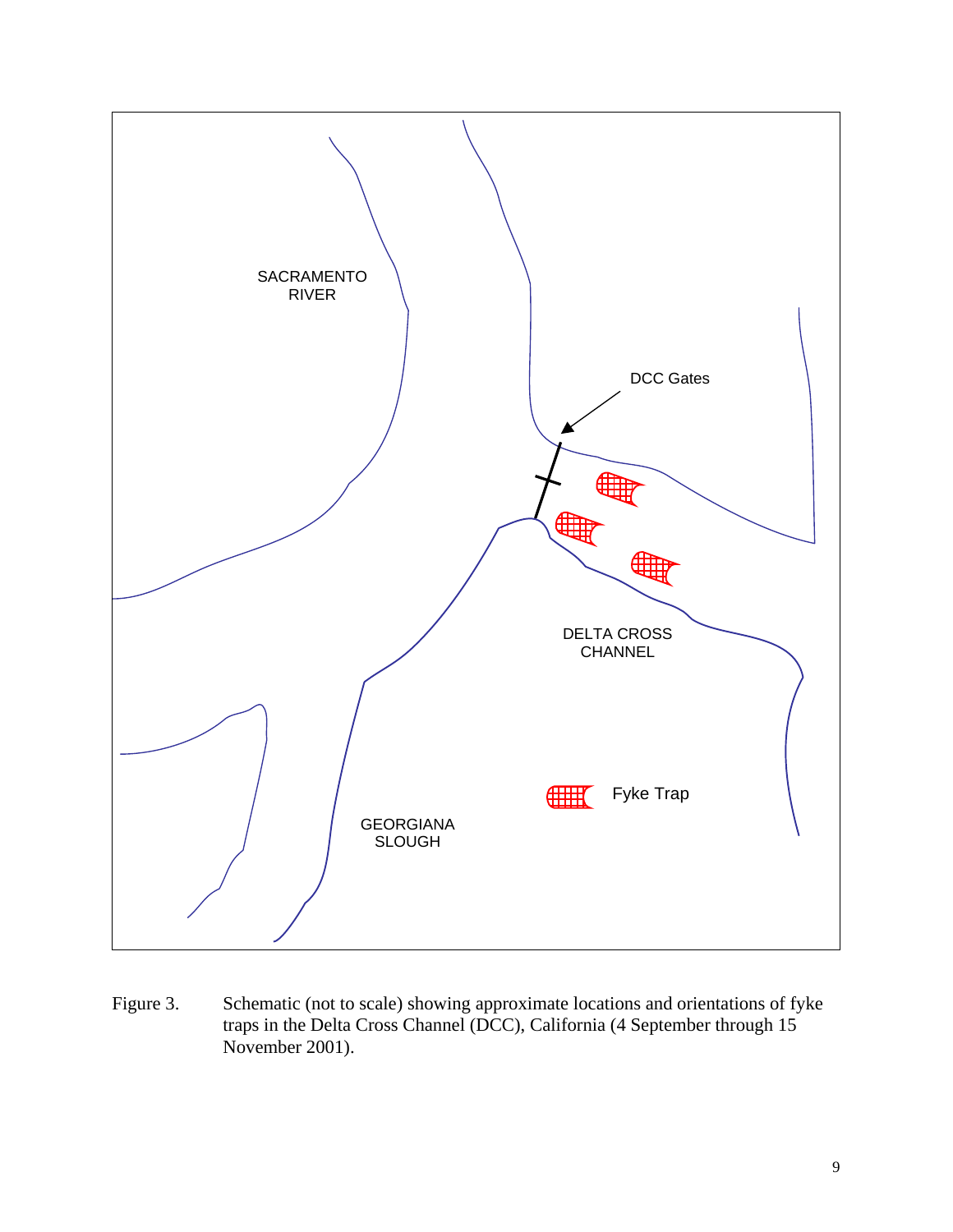Figure 3. Schematic (not to scale) showing approximate locations and orientations of fyke traps in the Delta Cross Channel (DCC), California (4 September through 15 November 2001).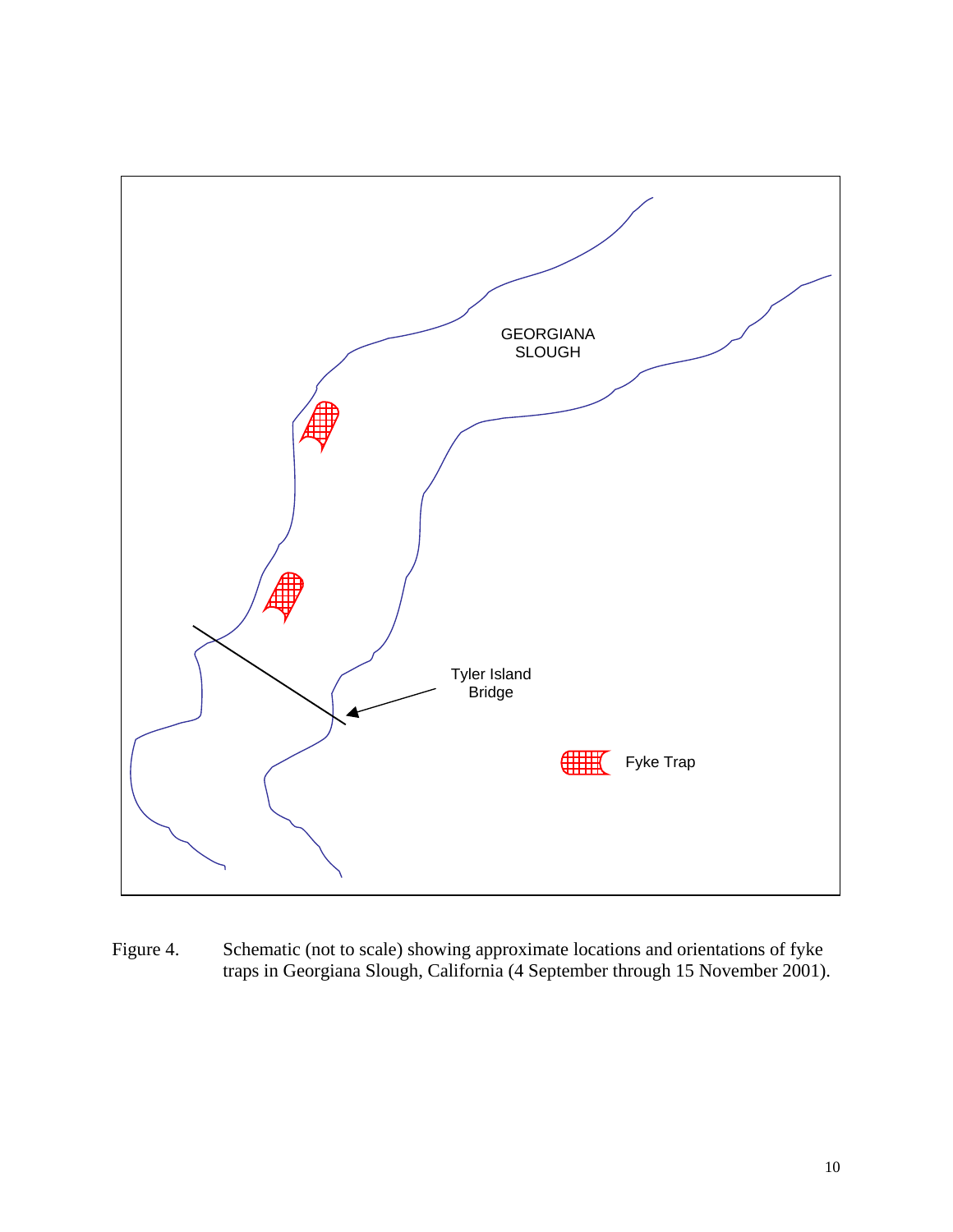GEORGIANA SLOUGH

Tyler Island Bridge

Fyke Trap

Figure 4. Schematic (not to scale) showing approximate locations and orientations of fyke traps in Georgiana Slough, California (4 September through 15 November 2001).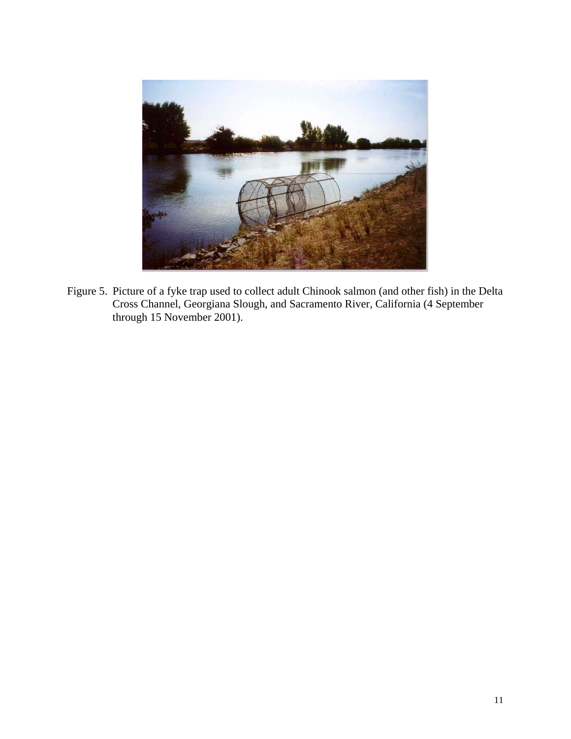Figure 5. Picture of a fyke trap used to collect adult Chinook salmon (and other fish) in the Delta Cross Channel, Georgiana Slough, and Sacramento River, California (4 September through 15 November 2001).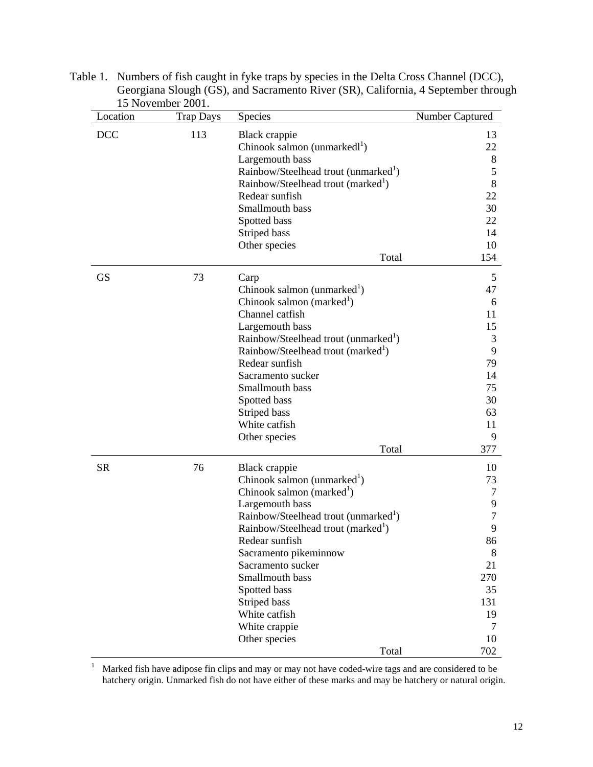Table 1. Numbers of fish caught in fyke traps by species in the Delta Cross Channel (DCC), Georgiana Slough (GS), and Sacramento River (SR), California, 4 September through 15 November 2001.

| Location | Trap Days | Species | Number Captured |
|---|---|---|---|
| DCC | 113 | Black crappie | 13 |
| | | Chinook salmon (unmarkedl[1]) | 22 |
| | | Largemouth bass | 8 |
| | | Rainbow/Steelhead trout (unmarked[1]) | 5 |
| | | Rainbow/Steelhead trout (marked[1]) | 8 |
| | | Redear sunfish | 22 |
| | | Smallmouth bass | 30 |
| | | Spotted bass | 22 |
| | | Striped bass | 14 |
| | | Other species | 10 |
| | | Total | 154 |
| GS | 73 | Carp | 5 |
| | | Chinook salmon (unmarked[1]) | 47 |
| | | Chinook salmon (marked[1]) | 6 |
| | | Channel catfish | 11 |
| | | Largemouth bass | 15 |
| | | Rainbow/Steelhead trout (unmarked[1]) | 3 |
| | | Rainbow/Steelhead trout (marked[1]) | 9 |
| | | Redear sunfish | 79 |
| | | Sacramento sucker | 14 |
| | | Smallmouth bass | 75 |
| | | Spotted bass | 30 |
| | | Striped bass | 63 |
| | | White catfish | 11 |
| | | Other species | 9 |
| | | Total | 377 |
| SR | 76 | Black crappie | 10 |
| | | Chinook salmon (unmarked[1]) | 73 |
| | | Chinook salmon (marked[1]) | 7 |
| | | Largemouth bass | 9 |
| | | Rainbow/Steelhead trout (unmarked[1]) | 7 |
| | | Rainbow/Steelhead trout (marked[1]) | 9 |
| | | Redear sunfish | 86 |
| | | Sacramento pikeminnow | 8 |
| | | Sacramento sucker | 21 |
| | | Smallmouth bass | 270 |
| | | Spotted bass | 35 |
| | | Striped bass | 131 |
| | | White catfish | 19 |
| | | White crappie | 7 |
| | | Other species | 10 |
| | | Total | 702 |

[1] Marked fish have adipose fin clips and may or may not have coded-wire tags and are considered to be hatchery origin. Unmarked fish do not have either of these marks and may be hatchery or natural origin.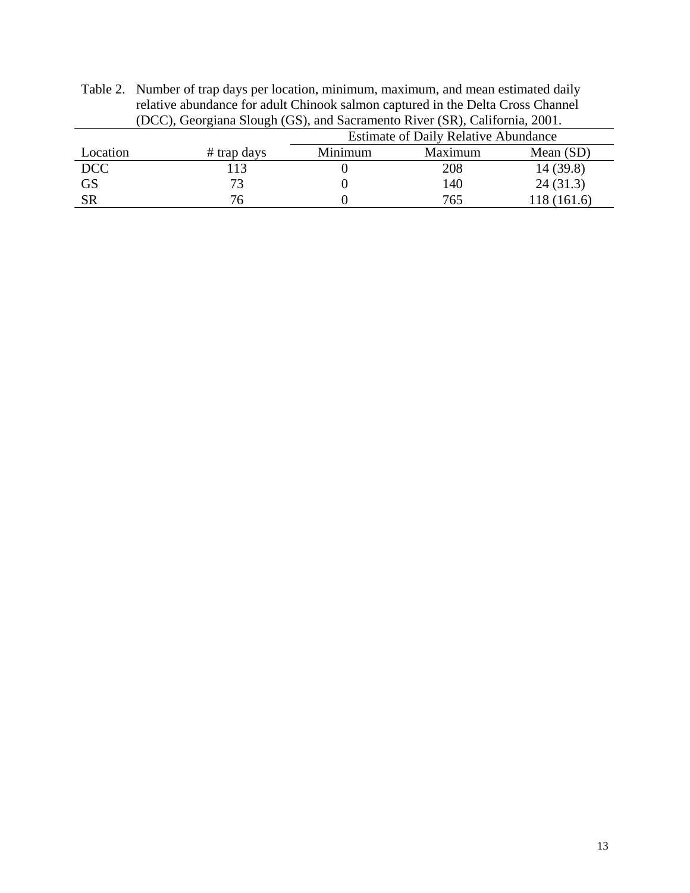Table 2. Number of trap days per location, minimum, maximum, and mean estimated daily relative abundance for adult Chinook salmon captured in the Delta Cross Channel (DCC), Georgiana Slough (GS), and Sacramento River (SR), California, 2001.

| | | Estimate of Daily Relative Abundance | | |
|---|---|---|---|---|
| Location | # trap days | Minimum | Maximum | Mean (SD) |
| DCC | 113 | 0 | 208 | 14 (39.8) |
| GS | 73 | 0 | 140 | 24 (31.3) |
| SR | 76 | 0 | 765 | 118 (161.6) |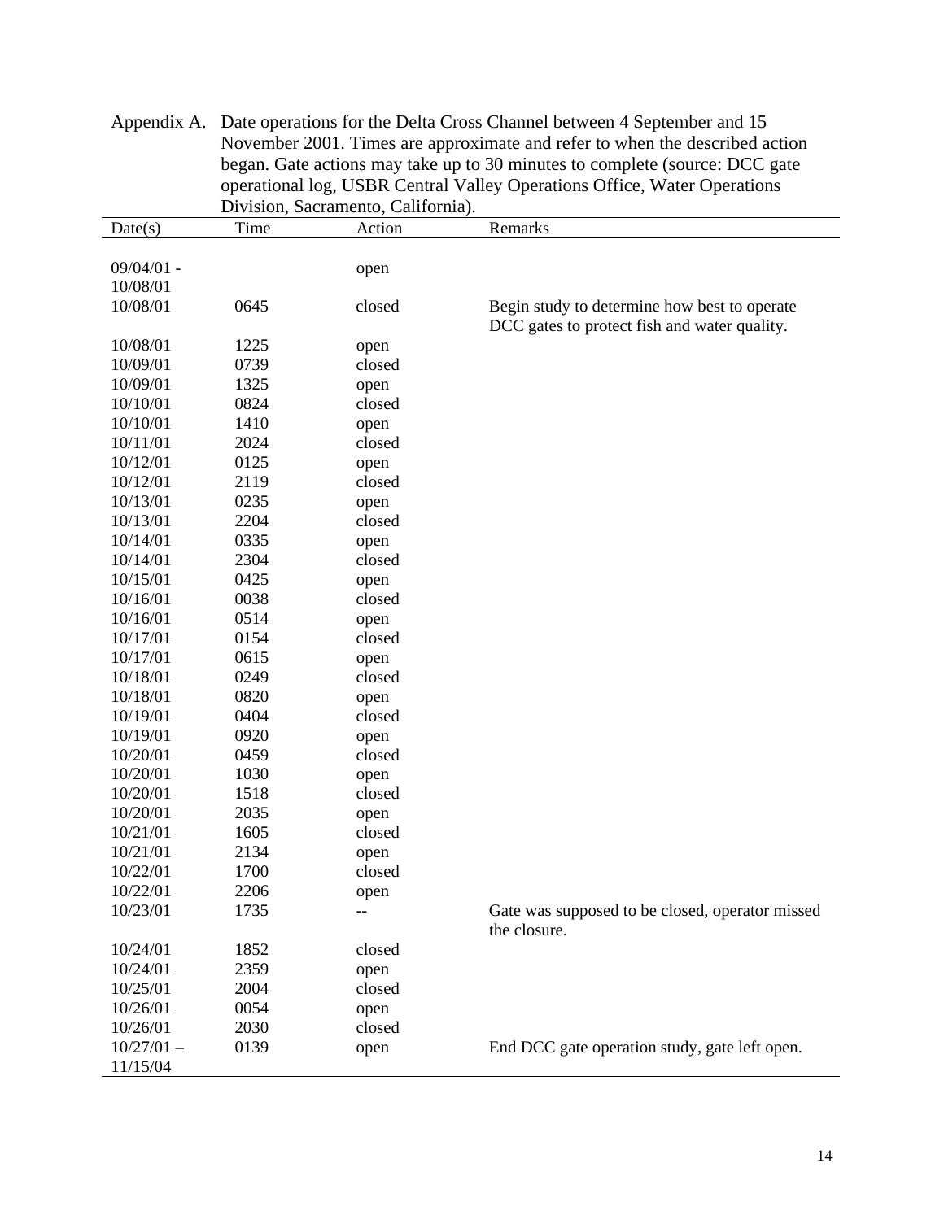Appendix A. Date operations for the Delta Cross Channel between 4 September and 15 November 2001. Times are approximate and refer to when the described action began. Gate actions may take up to 30 minutes to complete (source: DCC gate operational log, USBR Central Valley Operations Office, Water Operations Division, Sacramento, California).

| Date(s) | Time | Action | Remarks |
|---|---|---|---|
| 09/04/01 - 10/08/01 | | open | |
| 10/08/01 | 0645 | closed | Begin study to determine how best to operate DCC gates to protect fish and water quality. |
| 10/08/01 | 1225 | open | |
| 10/09/01 | 0739 | closed | |
| 10/09/01 | 1325 | open | |
| 10/10/01 | 0824 | closed | |
| 10/10/01 | 1410 | open | |
| 10/11/01 | 2024 | closed | |
| 10/12/01 | 0125 | open | |
| 10/12/01 | 2119 | closed | |
| 10/13/01 | 0235 | open | |
| 10/13/01 | 2204 | closed | |
| 10/14/01 | 0335 | open | |
| 10/14/01 | 2304 | closed | |
| 10/15/01 | 0425 | open | |
| 10/16/01 | 0038 | closed | |
| 10/16/01 | 0514 | open | |
| 10/17/01 | 0154 | closed | |
| 10/17/01 | 0615 | open | |
| 10/18/01 | 0249 | closed | |
| 10/18/01 | 0820 | open | |
| 10/19/01 | 0404 | closed | |
| 10/19/01 | 0920 | open | |
| 10/20/01 | 0459 | closed | |
| 10/20/01 | 1030 | open | |
| 10/20/01 | 1518 | closed | |
| 10/20/01 | 2035 | open | |
| 10/21/01 | 1605 | closed | |
| 10/21/01 | 2134 | open | |
| 10/22/01 | 1700 | closed | |
| 10/22/01 | 2206 | open | |
| 10/23/01 | 1735 | -- | Gate was supposed to be closed, operator missed the closure. |
| 10/24/01 | 1852 | closed | |
| 10/24/01 | 2359 | open | |
| 10/25/01 | 2004 | closed | |
| 10/26/01 | 0054 | open | |
| 10/26/01 | 2030 | closed | |
| 10/27/01 – 11/15/04 | 0139 | open | End DCC gate operation study, gate left open. |